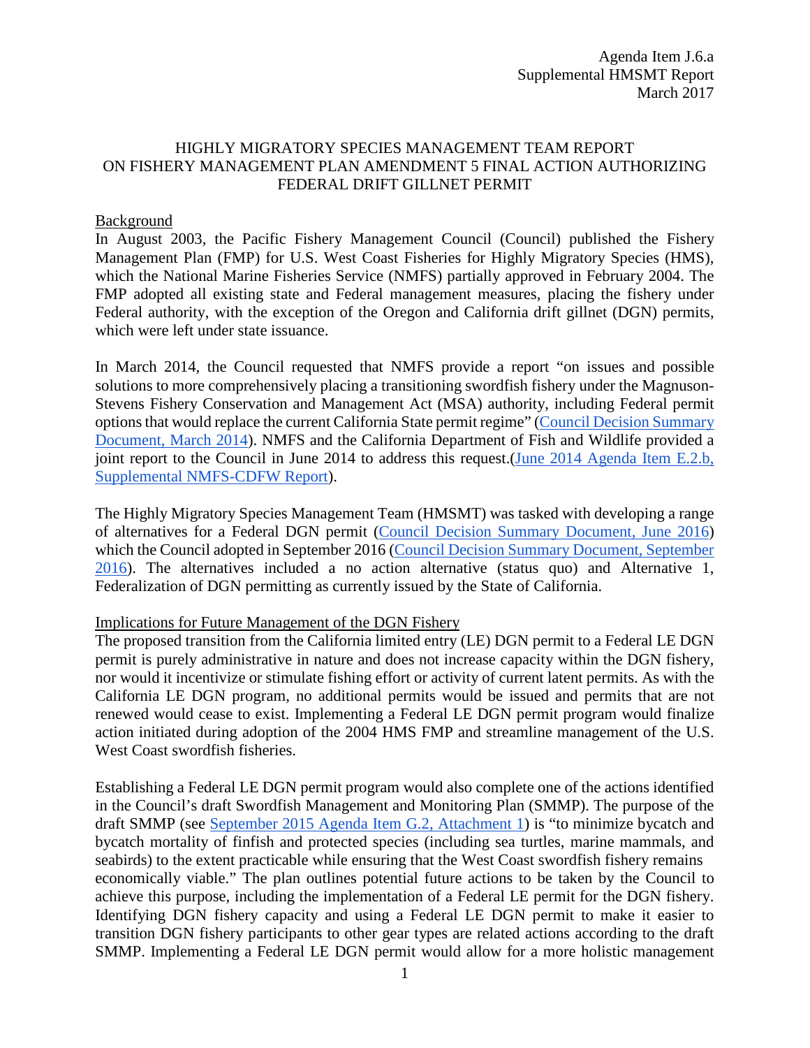Agenda Item J.6.a
Supplemental HMSMT Report
March 2017

# HIGHLY MIGRATORY SPECIES MANAGEMENT TEAM REPORT ON FISHERY MANAGEMENT PLAN AMENDMENT 5 FINAL ACTION AUTHORIZING FEDERAL DRIFT GILLNET PERMIT

## Background

In August 2003, the Pacific Fishery Management Council (Council) published the Fishery Management Plan (FMP) for U.S. West Coast Fisheries for Highly Migratory Species (HMS), which the National Marine Fisheries Service (NMFS) partially approved in February 2004. The FMP adopted all existing state and Federal management measures, placing the fishery under Federal authority, with the exception of the Oregon and California drift gillnet (DGN) permits, which were left under state issuance.

In March 2014, the Council requested that NMFS provide a report "on issues and possible solutions to more comprehensively placing a transitioning swordfish fishery under the Magnuson-Stevens Fishery Conservation and Management Act (MSA) authority, including Federal permit options that would replace the current California State permit regime" (Council Decision Summary Document, March 2014). NMFS and the California Department of Fish and Wildlife provided a joint report to the Council in June 2014 to address this request.(June 2014 Agenda Item E.2.b, Supplemental NMFS-CDFW Report).

The Highly Migratory Species Management Team (HMSMT) was tasked with developing a range of alternatives for a Federal DGN permit (Council Decision Summary Document, June 2016) which the Council adopted in September 2016 (Council Decision Summary Document, September 2016). The alternatives included a no action alternative (status quo) and Alternative 1, Federalization of DGN permitting as currently issued by the State of California.

## Implications for Future Management of the DGN Fishery

The proposed transition from the California limited entry (LE) DGN permit to a Federal LE DGN permit is purely administrative in nature and does not increase capacity within the DGN fishery, nor would it incentivize or stimulate fishing effort or activity of current latent permits. As with the California LE DGN program, no additional permits would be issued and permits that are not renewed would cease to exist. Implementing a Federal LE DGN permit program would finalize action initiated during adoption of the 2004 HMS FMP and streamline management of the U.S. West Coast swordfish fisheries.

Establishing a Federal LE DGN permit program would also complete one of the actions identified in the Council's draft Swordfish Management and Monitoring Plan (SMMP). The purpose of the draft SMMP (see September 2015 Agenda Item G.2, Attachment 1) is "to minimize bycatch and bycatch mortality of finfish and protected species (including sea turtles, marine mammals, and seabirds) to the extent practicable while ensuring that the West Coast swordfish fishery remains economically viable." The plan outlines potential future actions to be taken by the Council to achieve this purpose, including the implementation of a Federal LE permit for the DGN fishery. Identifying DGN fishery capacity and using a Federal LE DGN permit to make it easier to transition DGN fishery participants to other gear types are related actions according to the draft SMMP. Implementing a Federal LE DGN permit would allow for a more holistic management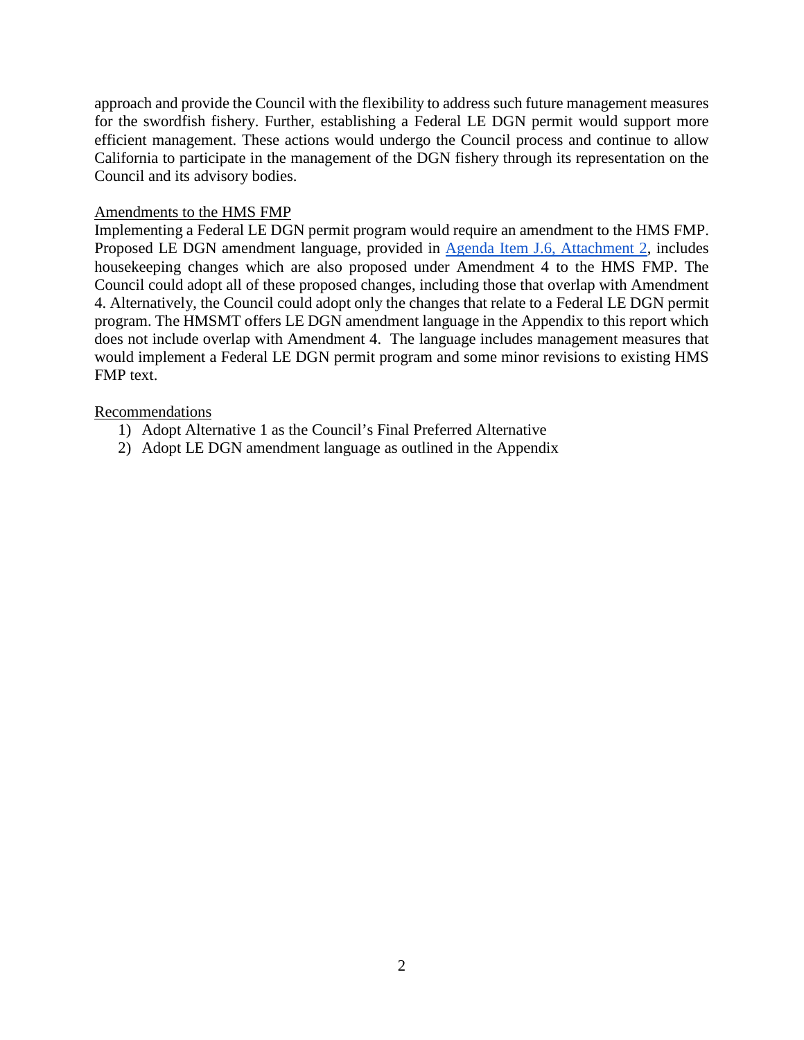approach and provide the Council with the flexibility to address such future management measures for the swordfish fishery. Further, establishing a Federal LE DGN permit would support more efficient management. These actions would undergo the Council process and continue to allow California to participate in the management of the DGN fishery through its representation on the Council and its advisory bodies.

<u>Amendments to the HMS FMP</u>

Implementing a Federal LE DGN permit program would require an amendment to the HMS FMP. Proposed LE DGN amendment language, provided in [Agenda Item J.6, Attachment 2](), includes housekeeping changes which are also proposed under Amendment 4 to the HMS FMP. The Council could adopt all of these proposed changes, including those that overlap with Amendment 4. Alternatively, the Council could adopt only the changes that relate to a Federal LE DGN permit program. The HMSMT offers LE DGN amendment language in the Appendix to this report which does not include overlap with Amendment 4. The language includes management measures that would implement a Federal LE DGN permit program and some minor revisions to existing HMS FMP text.

<u>Recommendations</u>

1) Adopt Alternative 1 as the Council's Final Preferred Alternative
2) Adopt LE DGN amendment language as outlined in the Appendix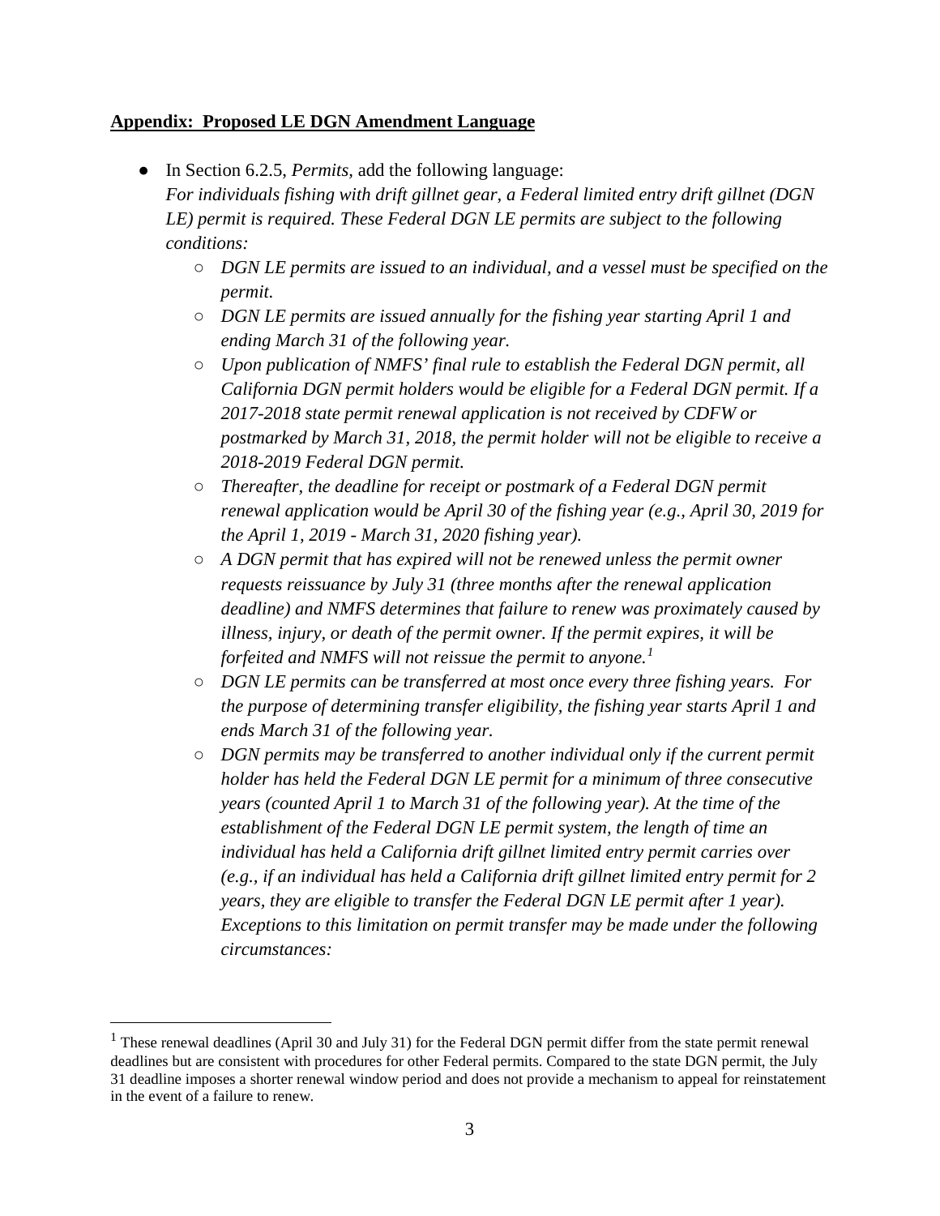**Appendix: Proposed LE DGN Amendment Language**

- In Section 6.2.5, *Permits*, add the following language:
  *For individuals fishing with drift gillnet gear, a Federal limited entry drift gillnet (DGN LE) permit is required. These Federal DGN LE permits are subject to the following conditions:*
  - *DGN LE permits are issued to an individual, and a vessel must be specified on the permit.*
  - *DGN LE permits are issued annually for the fishing year starting April 1 and ending March 31 of the following year.*
  - *Upon publication of NMFS' final rule to establish the Federal DGN permit, all California DGN permit holders would be eligible for a Federal DGN permit. If a 2017-2018 state permit renewal application is not received by CDFW or postmarked by March 31, 2018, the permit holder will not be eligible to receive a 2018-2019 Federal DGN permit.*
  - *Thereafter, the deadline for receipt or postmark of a Federal DGN permit renewal application would be April 30 of the fishing year (e.g., April 30, 2019 for the April 1, 2019 - March 31, 2020 fishing year).*
  - *A DGN permit that has expired will not be renewed unless the permit owner requests reissuance by July 31 (three months after the renewal application deadline) and NMFS determines that failure to renew was proximately caused by illness, injury, or death of the permit owner. If the permit expires, it will be forfeited and NMFS will not reissue the permit to anyone.*[1]
  - *DGN LE permits can be transferred at most once every three fishing years. For the purpose of determining transfer eligibility, the fishing year starts April 1 and ends March 31 of the following year.*
  - *DGN permits may be transferred to another individual only if the current permit holder has held the Federal DGN LE permit for a minimum of three consecutive years (counted April 1 to March 31 of the following year). At the time of the establishment of the Federal DGN LE permit system, the length of time an individual has held a California drift gillnet limited entry permit carries over (e.g., if an individual has held a California drift gillnet limited entry permit for 2 years, they are eligible to transfer the Federal DGN LE permit after 1 year). Exceptions to this limitation on permit transfer may be made under the following circumstances:*

[1] These renewal deadlines (April 30 and July 31) for the Federal DGN permit differ from the state permit renewal deadlines but are consistent with procedures for other Federal permits. Compared to the state DGN permit, the July 31 deadline imposes a shorter renewal window period and does not provide a mechanism to appeal for reinstatement in the event of a failure to renew.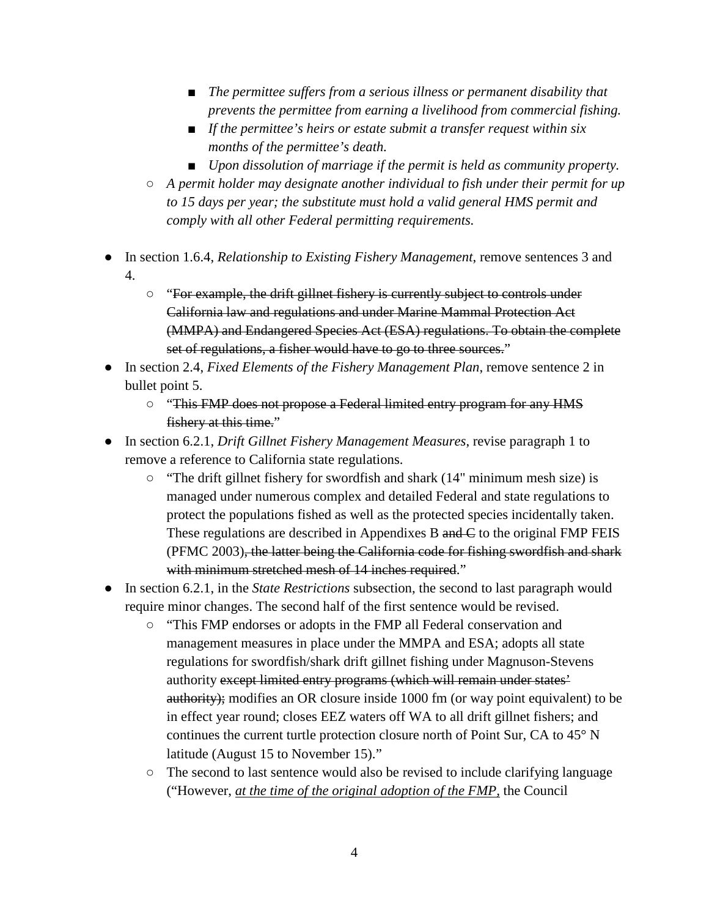- *The permittee suffers from a serious illness or permanent disability that prevents the permittee from earning a livelihood from commercial fishing.*
        - *If the permittee's heirs or estate submit a transfer request within six months of the permittee's death.*
        - *Upon dissolution of marriage if the permit is held as community property.*
    - *A permit holder may designate another individual to fish under their permit for up to 15 days per year; the substitute must hold a valid general HMS permit and comply with all other Federal permitting requirements.*

- In section 1.6.4, *Relationship to Existing Fishery Management*, remove sentences 3 and 4.
    - "~~For example, the drift gillnet fishery is currently subject to controls under California law and regulations and under Marine Mammal Protection Act (MMPA) and Endangered Species Act (ESA) regulations. To obtain the complete set of regulations, a fisher would have to go to three sources.~~"
- In section 2.4, *Fixed Elements of the Fishery Management Plan*, remove sentence 2 in bullet point 5.
    - "~~This FMP does not propose a Federal limited entry program for any HMS fishery at this time.~~"
- In section 6.2.1, *Drift Gillnet Fishery Management Measures,* revise paragraph 1 to remove a reference to California state regulations.
    - "The drift gillnet fishery for swordfish and shark (14" minimum mesh size) is managed under numerous complex and detailed Federal and state regulations to protect the populations fished as well as the protected species incidentally taken. These regulations are described in Appendixes B ~~and C~~ to the original FMP FEIS (PFMC 2003)~~, the latter being the California code for fishing swordfish and shark with minimum stretched mesh of 14 inches required~~."
- In section 6.2.1, in the *State Restrictions* subsection, the second to last paragraph would require minor changes. The second half of the first sentence would be revised.
    - "This FMP endorses or adopts in the FMP all Federal conservation and management measures in place under the MMPA and ESA; adopts all state regulations for swordfish/shark drift gillnet fishing under Magnuson-Stevens authority ~~except limited entry programs (which will remain under states' authority);~~ modifies an OR closure inside 1000 fm (or way point equivalent) to be in effect year round; closes EEZ waters off WA to all drift gillnet fishers; and continues the current turtle protection closure north of Point Sur, CA to 45° N latitude (August 15 to November 15)."
    - The second to last sentence would also be revised to include clarifying language ("However, <u>*at the time of the original adoption of the FMP,*</u> the Council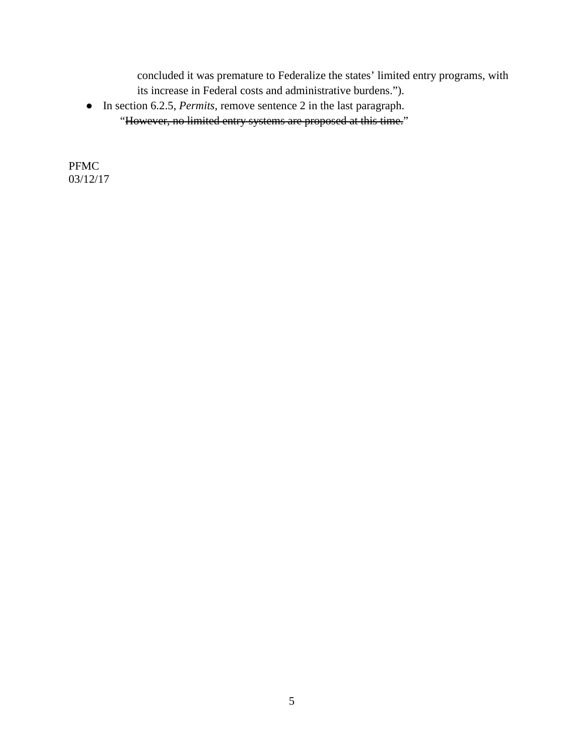concluded it was premature to Federalize the states' limited entry programs, with its increase in Federal costs and administrative burdens.").

- In section 6.2.5, *Permits*, remove sentence 2 in the last paragraph.
  "~~However, no limited entry systems are proposed at this time.~~"

PFMC
03/12/17